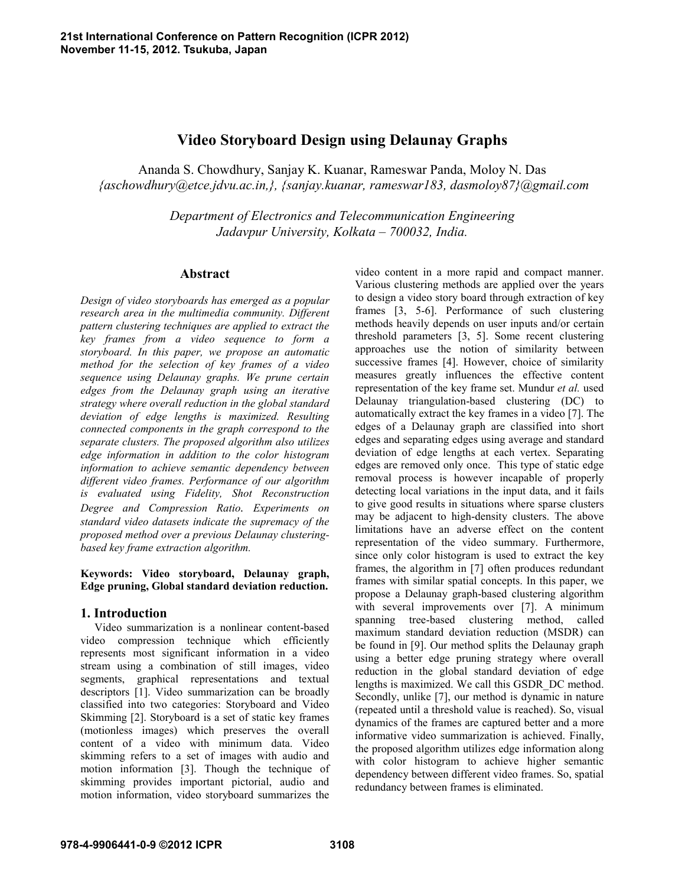# Video Storyboard Design using Delaunay Graphs

Ananda S. Chowdhury, Sanjay K. Kuanar, Rameswar Panda, Moloy N. Das
*{aschowdhury@etce.jdvu.ac.in,}, {sanjay.kuanar, rameswar183, dasmoloy87}@gmail.com*

*Department of Electronics and Telecommunication Engineering*
*Jadavpur University, Kolkata – 700032, India.*

## Abstract

*Design of video storyboards has emerged as a popular research area in the multimedia community. Different pattern clustering techniques are applied to extract the key frames from a video sequence to form a storyboard. In this paper, we propose an automatic method for the selection of key frames of a video sequence using Delaunay graphs. We prune certain edges from the Delaunay graph using an iterative strategy where overall reduction in the global standard deviation of edge lengths is maximized. Resulting connected components in the graph correspond to the separate clusters. The proposed algorithm also utilizes edge information in addition to the color histogram information to achieve semantic dependency between different video frames. Performance of our algorithm is evaluated using Fidelity, Shot Reconstruction Degree and Compression Ratio. Experiments on standard video datasets indicate the supremacy of the proposed method over a previous Delaunay clustering-based key frame extraction algorithm.*

**Keywords: Video storyboard, Delaunay graph, Edge pruning, Global standard deviation reduction.**

## 1. Introduction

Video summarization is a nonlinear content-based video compression technique which efficiently represents most significant information in a video stream using a combination of still images, video segments, graphical representations and textual descriptors [1]. Video summarization can be broadly classified into two categories: Storyboard and Video Skimming [2]. Storyboard is a set of static key frames (motionless images) which preserves the overall content of a video with minimum data. Video skimming refers to a set of images with audio and motion information [3]. Though the technique of skimming provides important pictorial, audio and motion information, video storyboard summarizes the video content in a more rapid and compact manner. Various clustering methods are applied over the years to design a video story board through extraction of key frames [3, 5-6]. Performance of such clustering methods heavily depends on user inputs and/or certain threshold parameters [3, 5]. Some recent clustering approaches use the notion of similarity between successive frames [4]. However, choice of similarity measures greatly influences the effective content representation of the key frame set. Mundur *et al.* used Delaunay triangulation-based clustering (DC) to automatically extract the key frames in a video [7]. The edges of a Delaunay graph are classified into short edges and separating edges using average and standard deviation of edge lengths at each vertex. Separating edges are removed only once. This type of static edge removal process is however incapable of properly detecting local variations in the input data, and it fails to give good results in situations where sparse clusters may be adjacent to high-density clusters. The above limitations have an adverse effect on the content representation of the video summary. Furthermore, since only color histogram is used to extract the key frames, the algorithm in [7] often produces redundant frames with similar spatial concepts. In this paper, we propose a Delaunay graph-based clustering algorithm with several improvements over [7]. A minimum spanning tree-based clustering method, called maximum standard deviation reduction (MSDR) can be found in [9]. Our method splits the Delaunay graph using a better edge pruning strategy where overall reduction in the global standard deviation of edge lengths is maximized. We call this GSDR_DC method. Secondly, unlike [7], our method is dynamic in nature (repeated until a threshold value is reached). So, visual dynamics of the frames are captured better and a more informative video summarization is achieved. Finally, the proposed algorithm utilizes edge information along with color histogram to achieve higher semantic dependency between different video frames. So, spatial redundancy between frames is eliminated.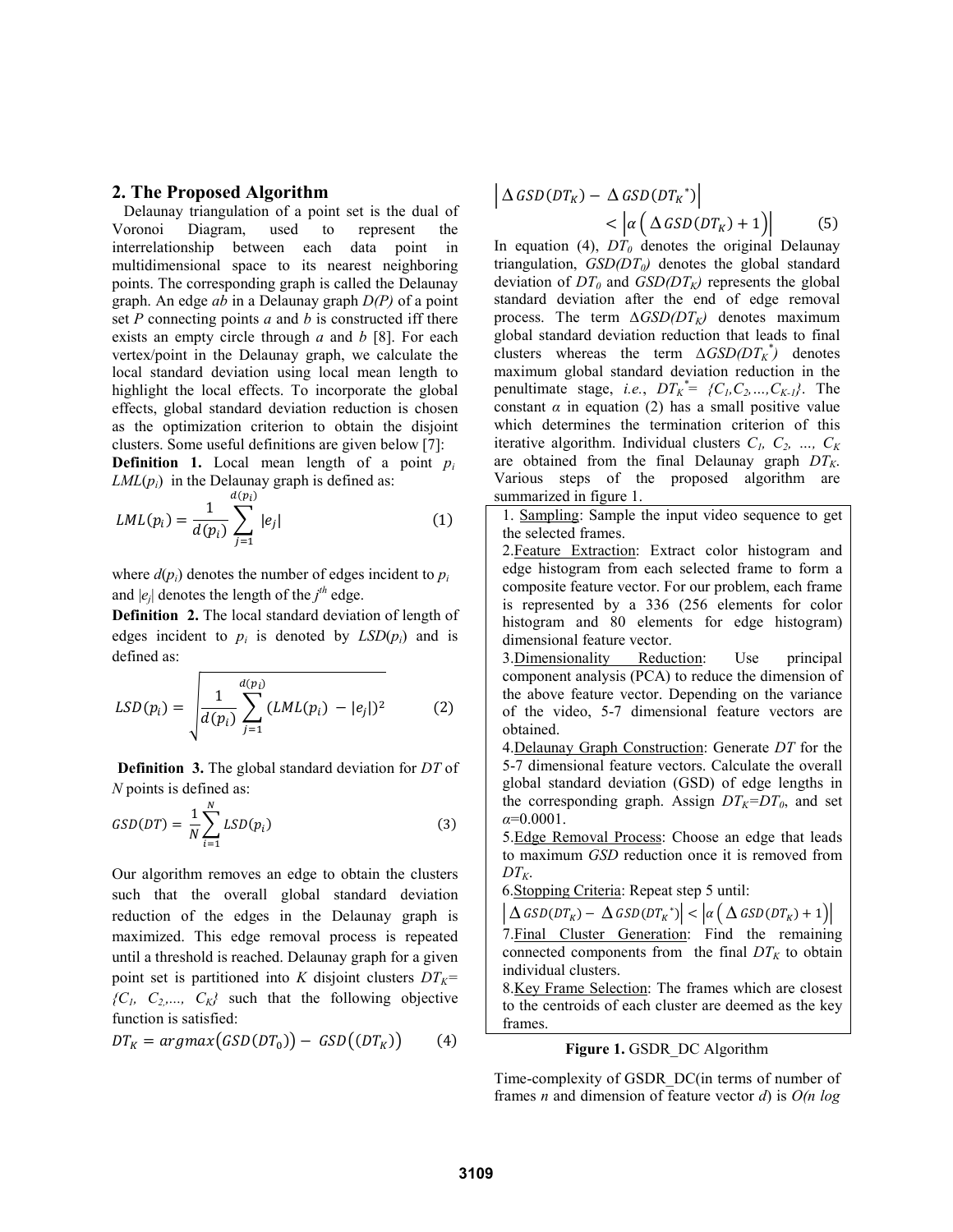## 2. The Proposed Algorithm

Delaunay triangulation of a point set is the dual of Voronoi Diagram, used to represent the interrelationship between each data point in multidimensional space to its nearest neighboring points. The corresponding graph is called the Delaunay graph. An edge *ab* in a Delaunay graph $D(P)$ of a point set $P$ connecting points $a$ and $b$ is constructed iff there exists an empty circle through $a$ and $b$ [8]. For each vertex/point in the Delaunay graph, we calculate the local standard deviation using local mean length to highlight the local effects. To incorporate the global effects, global standard deviation reduction is chosen as the optimization criterion to obtain the disjoint clusters. Some useful definitions are given below [7]:

**Definition 1.** Local mean length of a point $p_i$ $LML(p_i)$ in the Delaunay graph is defined as:

$$LML(p_i) = \frac{1}{d(p_i)} \sum_{j=1}^{d(p_i)} |e_j| \qquad (1)$$

where $d(p_i)$ denotes the number of edges incident to $p_i$ and $|e_j|$ denotes the length of the $j^{th}$ edge.

**Definition 2.** The local standard deviation of length of edges incident to $p_i$ is denoted by $LSD(p_i)$ and is defined as:

$$LSD(p_i) = \sqrt{\frac{1}{d(p_i)} \sum_{j=1}^{d(p_i)} \left(LML(p_i) - |e_j|\right)^2} \qquad (2)$$

**Definition 3.** The global standard deviation for $DT$ of $N$ points is defined as:

$$GSD(DT) = \frac{1}{N} \sum_{i=1}^{N} LSD(p_i) \qquad (3)$$

Our algorithm removes an edge to obtain the clusters such that the overall global standard deviation reduction of the edges in the Delaunay graph is maximized. This edge removal process is repeated until a threshold is reached. Delaunay graph for a given point set is partitioned into $K$ disjoint clusters $DT_K = \{C_1, C_2, \ldots, C_K\}$ such that the following objective function is satisfied:

$$DT_K = argmax\left(GSD(DT_0)\right) - GSD\left((DT_K)\right) \qquad (4)$$

$$\left|\Delta GSD(DT_K) - \Delta GSD(DT_K^{\ *})\right| < \left|\alpha\left(\Delta GSD(DT_K) + 1\right)\right| \qquad (5)$$

In equation (4), $DT_0$ denotes the original Delaunay triangulation, $GSD(DT_0)$ denotes the global standard deviation of $DT_0$ and $GSD(DT_K)$ represents the global standard deviation after the end of edge removal process. The term $\Delta GSD(DT_K)$ denotes maximum global standard deviation reduction that leads to final clusters whereas the term $\Delta GSD(DT_K^{\ *})$ denotes maximum global standard deviation reduction in the penultimate stage, *i.e.*, $DT_K^{\ *} = \{C_1, C_2, \ldots, C_{K-1}\}$. The constant $\alpha$ in equation (2) has a small positive value which determines the termination criterion of this iterative algorithm. Individual clusters $C_1, C_2, \ldots, C_K$ are obtained from the final Delaunay graph $DT_K$. Various steps of the proposed algorithm are summarized in figure 1.

1. Sampling: Sample the input video sequence to get the selected frames.
2. Feature Extraction: Extract color histogram and edge histogram from each selected frame to form a composite feature vector. For our problem, each frame is represented by a 336 (256 elements for color histogram and 80 elements for edge histogram) dimensional feature vector.
3. Dimensionality Reduction: Use principal component analysis (PCA) to reduce the dimension of the above feature vector. Depending on the variance of the video, 5-7 dimensional feature vectors are obtained.
4. Delaunay Graph Construction: Generate $DT$ for the 5-7 dimensional feature vectors. Calculate the overall global standard deviation (GSD) of edge lengths in the corresponding graph. Assign $DT_K = DT_0$, and set $\alpha = 0.0001$.
5. Edge Removal Process: Choose an edge that leads to maximum $GSD$ reduction once it is removed from $DT_K$.
6. Stopping Criteria: Repeat step 5 until: $\left|\Delta GSD(DT_K) - \Delta GSD(DT_K^{\ *})\right| < \left|\alpha\left(\Delta GSD(DT_K) + 1\right)\right|$
7. Final Cluster Generation: Find the remaining connected components from the final $DT_K$ to obtain individual clusters.
8. Key Frame Selection: The frames which are closest to the centroids of each cluster are deemed as the key frames.

**Figure 1.** GSDR_DC Algorithm

Time-complexity of GSDR_DC(in terms of number of frames $n$ and dimension of feature vector $d$) is $O(n \log$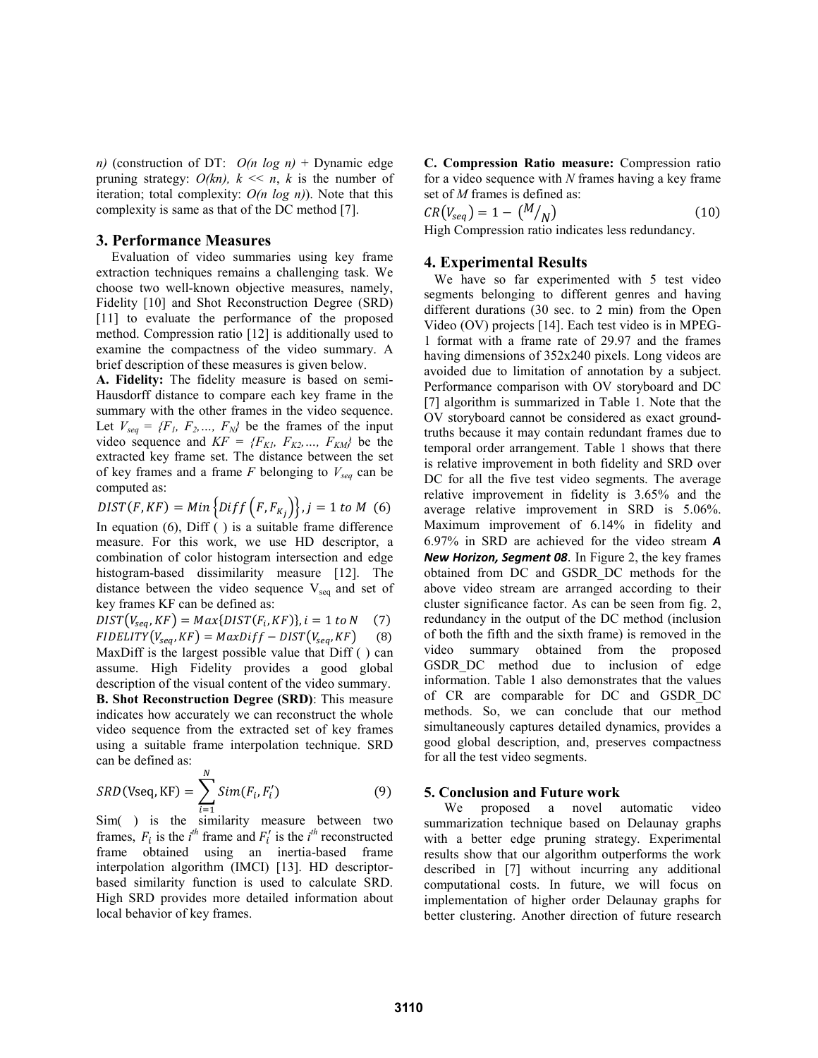*n)* (construction of DT: $O(n \log n)$ + Dynamic edge pruning strategy: $O(kn)$, $k << n$, $k$ is the number of iteration; total complexity: $O(n \log n)$). Note that this complexity is same as that of the DC method [7].

## 3. Performance Measures

Evaluation of video summaries using key frame extraction techniques remains a challenging task. We choose two well-known objective measures, namely, Fidelity [10] and Shot Reconstruction Degree (SRD) [11] to evaluate the performance of the proposed method. Compression ratio [12] is additionally used to examine the compactness of the video summary. A brief description of these measures is given below.

**A. Fidelity:** The fidelity measure is based on semi-Hausdorff distance to compare each key frame in the summary with the other frames in the video sequence. Let $V_{seq} = \{F_1, F_2, \ldots, F_N\}$ be the frames of the input video sequence and $KF = \{F_{K1}, F_{K2}, \ldots, F_{KM}\}$ be the extracted key frame set. The distance between the set of key frames and a frame $F$ belonging to $V_{seq}$ can be computed as:

$$DIST(F, KF) = Min\left\{Diff\left(F, F_{K_j}\right)\right\}, j = 1 \text{ to } M \quad (6)$$

In equation (6), Diff ( ) is a suitable frame difference measure. For this work, we use HD descriptor, a combination of color histogram intersection and edge histogram-based dissimilarity measure [12]. The distance between the video sequence $V_{seq}$ and set of key frames KF can be defined as:

$$DIST(V_{seq}, KF) = Max\{DIST(F_i, KF)\}, i = 1 \text{ to } N \quad (7)$$

$$FIDELITY(V_{seq}, KF) = MaxDiff - DIST(V_{seq}, KF) \quad (8)$$

MaxDiff is the largest possible value that Diff ( ) can assume. High Fidelity provides a good global description of the visual content of the video summary.

**B. Shot Reconstruction Degree (SRD)**: This measure indicates how accurately we can reconstruct the whole video sequence from the extracted set of key frames using a suitable frame interpolation technique. SRD can be defined as:

$$SRD(\text{Vseq}, \text{KF}) = \sum_{i=1}^{N} Sim(F_i, F_i') \quad (9)$$

Sim( ) is the similarity measure between two frames, $F_i$ is the $i^{th}$ frame and $F_i'$ is the $i^{th}$ reconstructed frame obtained using an inertia-based frame interpolation algorithm (IMCI) [13]. HD descriptor-based similarity function is used to calculate SRD. High SRD provides more detailed information about local behavior of key frames.

**C. Compression Ratio measure:** Compression ratio for a video sequence with $N$ frames having a key frame set of $M$ frames is defined as:

$$CR(V_{seq}) = 1 - \left(M/_N\right) \quad (10)$$

High Compression ratio indicates less redundancy.

## 4. Experimental Results

We have so far experimented with 5 test video segments belonging to different genres and having different durations (30 sec. to 2 min) from the Open Video (OV) projects [14]. Each test video is in MPEG-1 format with a frame rate of 29.97 and the frames having dimensions of 352x240 pixels. Long videos are avoided due to limitation of annotation by a subject. Performance comparison with OV storyboard and DC [7] algorithm is summarized in Table 1. Note that the OV storyboard cannot be considered as exact ground-truths because it may contain redundant frames due to temporal order arrangement. Table 1 shows that there is relative improvement in both fidelity and SRD over DC for all the five test video segments. The average relative improvement in fidelity is 3.65% and the average relative improvement in SRD is 5.06%. Maximum improvement of 6.14% in fidelity and 6.97% in SRD are achieved for the video stream ***A New Horizon, Segment 08***. In Figure 2, the key frames obtained from DC and GSDR_DC methods for the above video stream are arranged according to their cluster significance factor. As can be seen from fig. 2, redundancy in the output of the DC method (inclusion of both the fifth and the sixth frame) is removed in the video summary obtained from the proposed GSDR_DC method due to inclusion of edge information. Table 1 also demonstrates that the values of CR are comparable for DC and GSDR_DC methods. So, we can conclude that our method simultaneously captures detailed dynamics, provides a good global description, and, preserves compactness for all the test video segments.

## 5. Conclusion and Future work

We proposed a novel automatic video summarization technique based on Delaunay graphs with a better edge pruning strategy. Experimental results show that our algorithm outperforms the work described in [7] without incurring any additional computational costs. In future, we will focus on implementation of higher order Delaunay graphs for better clustering. Another direction of future research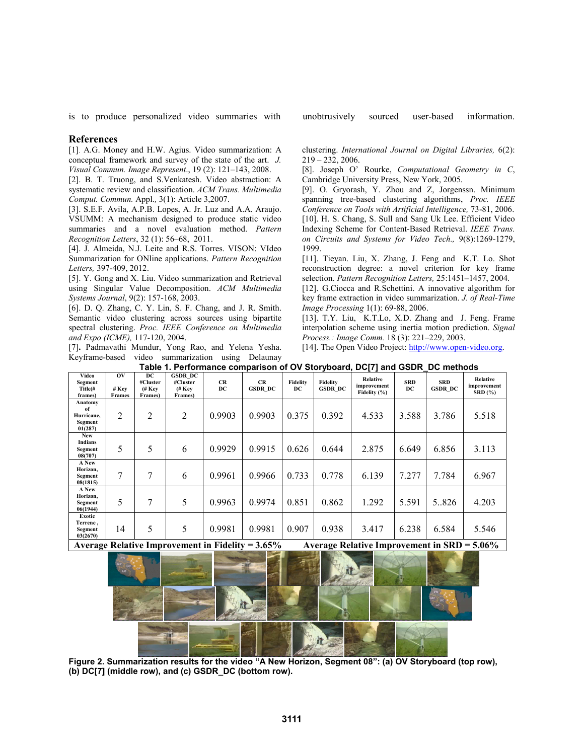is to produce personalized video summaries with unobtrusively sourced user-based information.

## References

[1]. A.G. Money and H.W. Agius. Video summarization: A conceptual framework and survey of the state of the art. *J. Visual Commun. Image Represent*., 19 (2): 121–143, 2008.

[2]. B. T. Truong, and S.Venkatesh. Video abstraction: A systematic review and classification. *ACM Trans. Multimedia Comput. Commun.* Appl., 3(1): Article 3,2007.

[3]. S.E.F. Avila, A.P.B. Lopes, A. Jr. Luz and A.A. Araujo. VSUMM: A mechanism designed to produce static video summaries and a novel evaluation method. *Pattern Recognition Letters*, 32 (1): 56–68, 2011.

[4]. J. Almeida, N.J. Leite and R.S. Torres. VISON: VIdeo Summarization for ONline applications. *Pattern Recognition Letters,* 397-409, 2012.

[5]. Y. Gong and X. Liu. Video summarization and Retrieval using Singular Value Decomposition. *ACM Multimedia Systems Journal*, 9(2): 157-168, 2003.

[6]. D. Q. Zhang, C. Y. Lin, S. F. Chang, and J. R. Smith. Semantic video clustering across sources using bipartite spectral clustering. *Proc. IEEE Conference on Multimedia and Expo (ICME),* 117-120, 2004.

[7]. Padmavathi Mundur, Yong Rao, and Yelena Yesha. Keyframe-based video summarization using Delaunay clustering. *International Journal on Digital Libraries,* 6(2): 219 – 232, 2006.

[8]. Joseph O' Rourke, *Computational Geometry in C*, Cambridge University Press, New York, 2005.

[9]. O. Gryorash, Y. Zhou and Z, Jorgenssn. Minimum spanning tree-based clustering algorithms, *Proc. IEEE Conference on Tools with Artificial Intelligence,* 73-81, 2006.

[10]. H. S. Chang, S. Sull and Sang Uk Lee. Efficient Video Indexing Scheme for Content-Based Retrieval. *IEEE Trans. on Circuits and Systems for Video Tech.,* 9(8):1269-1279, 1999.

[11]. Tieyan. Liu, X. Zhang, J. Feng and K.T. Lo. Shot reconstruction degree: a novel criterion for key frame selection. *Pattern Recognition Letters,* 25:1451–1457, 2004.

[12]. G.Ciocca and R.Schettini. A innovative algorithm for key frame extraction in video summarization. *J. of Real-Time Image Processing* 1(1): 69-88, 2006.

[13]. T.Y. Liu, K.T.Lo, X.D. Zhang and J. Feng. Frame interpolation scheme using inertia motion prediction. *Signal Process.: Image Comm.* 18 (3): 221–229, 2003.

[14]. The Open Video Project: http://www.open-video.org.

**Table 1. Performance comparison of OV Storyboard, DC[7] and GSDR_DC methods**

| Video Segment Title(# frames) | OV # Key Frames | DC #Cluster (# Key Frames) | GSDR_DC #Cluster (# Key Frames) | CR DC | CR GSDR_DC | Fidelity DC | Fidelity GSDR_DC | Relative improvement Fidelity (%) | SRD DC | SRD GSDR_DC | Relative improvement SRD (%) |
|---|---|---|---|---|---|---|---|---|---|---|---|
| Anatomy of Hurricane, Segment 01(287) | 2 | 2 | 2 | 0.9903 | 0.9903 | 0.375 | 0.392 | 4.533 | 3.588 | 3.786 | 5.518 |
| New Indians Segment 08(707) | 5 | 5 | 6 | 0.9929 | 0.9915 | 0.626 | 0.644 | 2.875 | 6.649 | 6.856 | 3.113 |
| A New Horizon, Segment 08(1815) | 7 | 7 | 6 | 0.9961 | 0.9966 | 0.733 | 0.778 | 6.139 | 7.277 | 7.784 | 6.967 |
| A New Horizon, Segment 06(1944) | 5 | 7 | 5 | 0.9963 | 0.9974 | 0.851 | 0.862 | 1.292 | 5.591 | 5..826 | 4.203 |
| Exotic Terrene , Segment 03(2670) | 14 | 5 | 5 | 0.9981 | 0.9981 | 0.907 | 0.938 | 3.417 | 6.238 | 6.584 | 5.546 |
| **Average Relative Improvement in Fidelity = 3.65%** | | | | | | **Average Relative Improvement in SRD = 5.06%** | | | | | |

**Figure 2. Summarization results for the video "A New Horizon, Segment 08": (a) OV Storyboard (top row), (b) DC[7] (middle row), and (c) GSDR_DC (bottom row).**